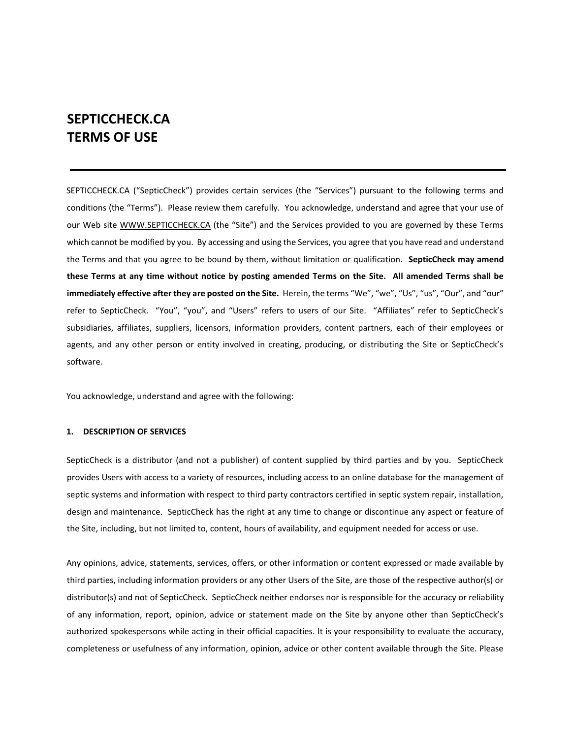# SEPTICCHECK.CA
# TERMS OF USE

---

SEPTICCHECK.CA ("SepticCheck") provides certain services (the "Services") pursuant to the following terms and conditions (the "Terms"). Please review them carefully. You acknowledge, understand and agree that your use of our Web site WWW.SEPTICCHECK.CA (the "Site") and the Services provided to you are governed by these Terms which cannot be modified by you. By accessing and using the Services, you agree that you have read and understand the Terms and that you agree to be bound by them, without limitation or qualification. **SepticCheck may amend these Terms at any time without notice by posting amended Terms on the Site. All amended Terms shall be immediately effective after they are posted on the Site.** Herein, the terms "We", "we", "Us", "us", "Our", and "our" refer to SepticCheck. "You", "you", and "Users" refers to users of our Site. "Affiliates" refer to SepticCheck's subsidiaries, affiliates, suppliers, licensors, information providers, content partners, each of their employees or agents, and any other person or entity involved in creating, producing, or distributing the Site or SepticCheck's software.

You acknowledge, understand and agree with the following:

#### 1. DESCRIPTION OF SERVICES

SepticCheck is a distributor (and not a publisher) of content supplied by third parties and by you. SepticCheck provides Users with access to a variety of resources, including access to an online database for the management of septic systems and information with respect to third party contractors certified in septic system repair, installation, design and maintenance. SepticCheck has the right at any time to change or discontinue any aspect or feature of the Site, including, but not limited to, content, hours of availability, and equipment needed for access or use.

Any opinions, advice, statements, services, offers, or other information or content expressed or made available by third parties, including information providers or any other Users of the Site, are those of the respective author(s) or distributor(s) and not of SepticCheck. SepticCheck neither endorses nor is responsible for the accuracy or reliability of any information, report, opinion, advice or statement made on the Site by anyone other than SepticCheck's authorized spokespersons while acting in their official capacities. It is your responsibility to evaluate the accuracy, completeness or usefulness of any information, opinion, advice or other content available through the Site. Please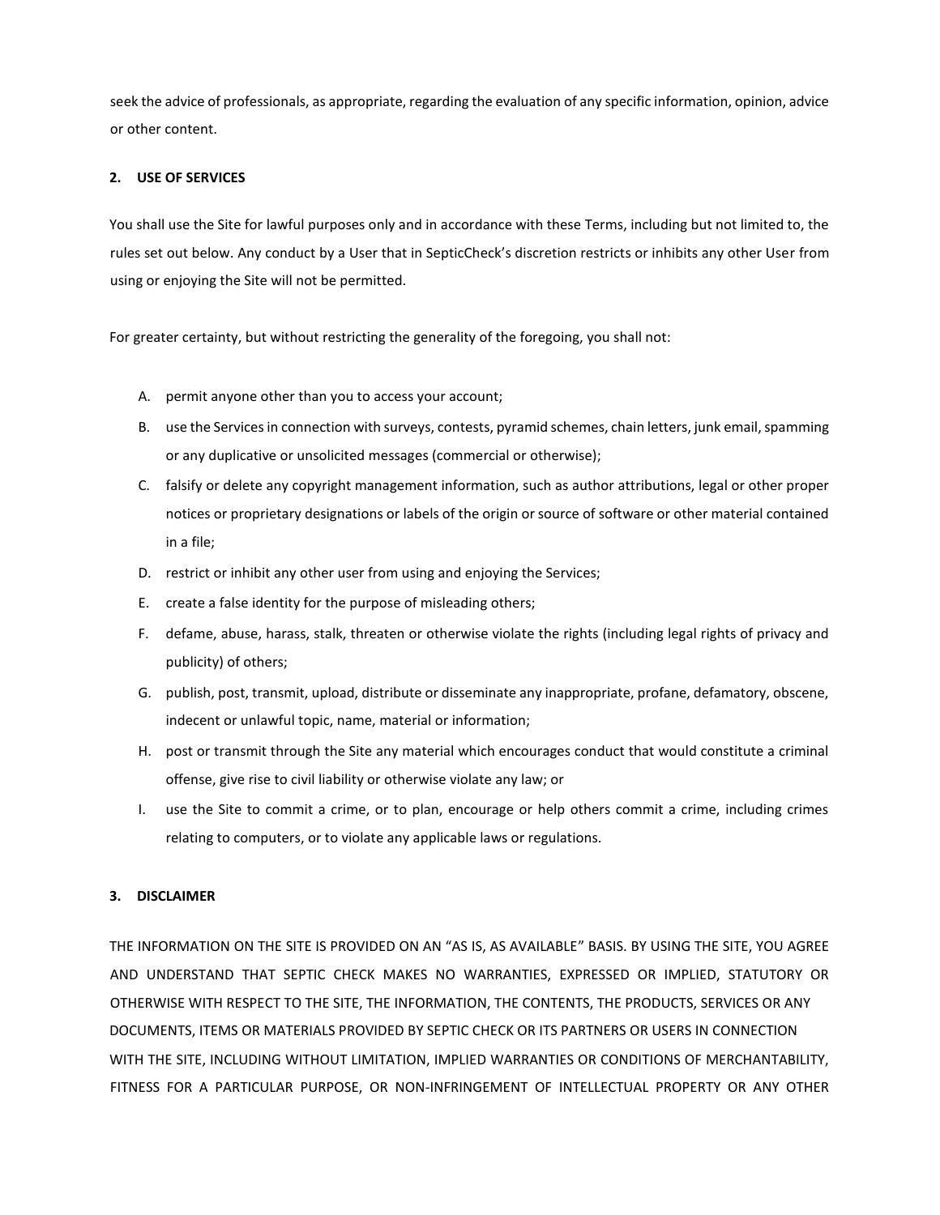seek the advice of professionals, as appropriate, regarding the evaluation of any specific information, opinion, advice or other content.

## 2. USE OF SERVICES

You shall use the Site for lawful purposes only and in accordance with these Terms, including but not limited to, the rules set out below. Any conduct by a User that in SepticCheck's discretion restricts or inhibits any other User from using or enjoying the Site will not be permitted.

For greater certainty, but without restricting the generality of the foregoing, you shall not:

A. permit anyone other than you to access your account;

B. use the Services in connection with surveys, contests, pyramid schemes, chain letters, junk email, spamming or any duplicative or unsolicited messages (commercial or otherwise);

C. falsify or delete any copyright management information, such as author attributions, legal or other proper notices or proprietary designations or labels of the origin or source of software or other material contained in a file;

D. restrict or inhibit any other user from using and enjoying the Services;

E. create a false identity for the purpose of misleading others;

F. defame, abuse, harass, stalk, threaten or otherwise violate the rights (including legal rights of privacy and publicity) of others;

G. publish, post, transmit, upload, distribute or disseminate any inappropriate, profane, defamatory, obscene, indecent or unlawful topic, name, material or information;

H. post or transmit through the Site any material which encourages conduct that would constitute a criminal offense, give rise to civil liability or otherwise violate any law; or

I. use the Site to commit a crime, or to plan, encourage or help others commit a crime, including crimes relating to computers, or to violate any applicable laws or regulations.

## 3. DISCLAIMER

THE INFORMATION ON THE SITE IS PROVIDED ON AN "AS IS, AS AVAILABLE" BASIS. BY USING THE SITE, YOU AGREE AND UNDERSTAND THAT SEPTIC CHECK MAKES NO WARRANTIES, EXPRESSED OR IMPLIED, STATUTORY OR OTHERWISE WITH RESPECT TO THE SITE, THE INFORMATION, THE CONTENTS, THE PRODUCTS, SERVICES OR ANY DOCUMENTS, ITEMS OR MATERIALS PROVIDED BY SEPTIC CHECK OR ITS PARTNERS OR USERS IN CONNECTION WITH THE SITE, INCLUDING WITHOUT LIMITATION, IMPLIED WARRANTIES OR CONDITIONS OF MERCHANTABILITY, FITNESS FOR A PARTICULAR PURPOSE, OR NON-INFRINGEMENT OF INTELLECTUAL PROPERTY OR ANY OTHER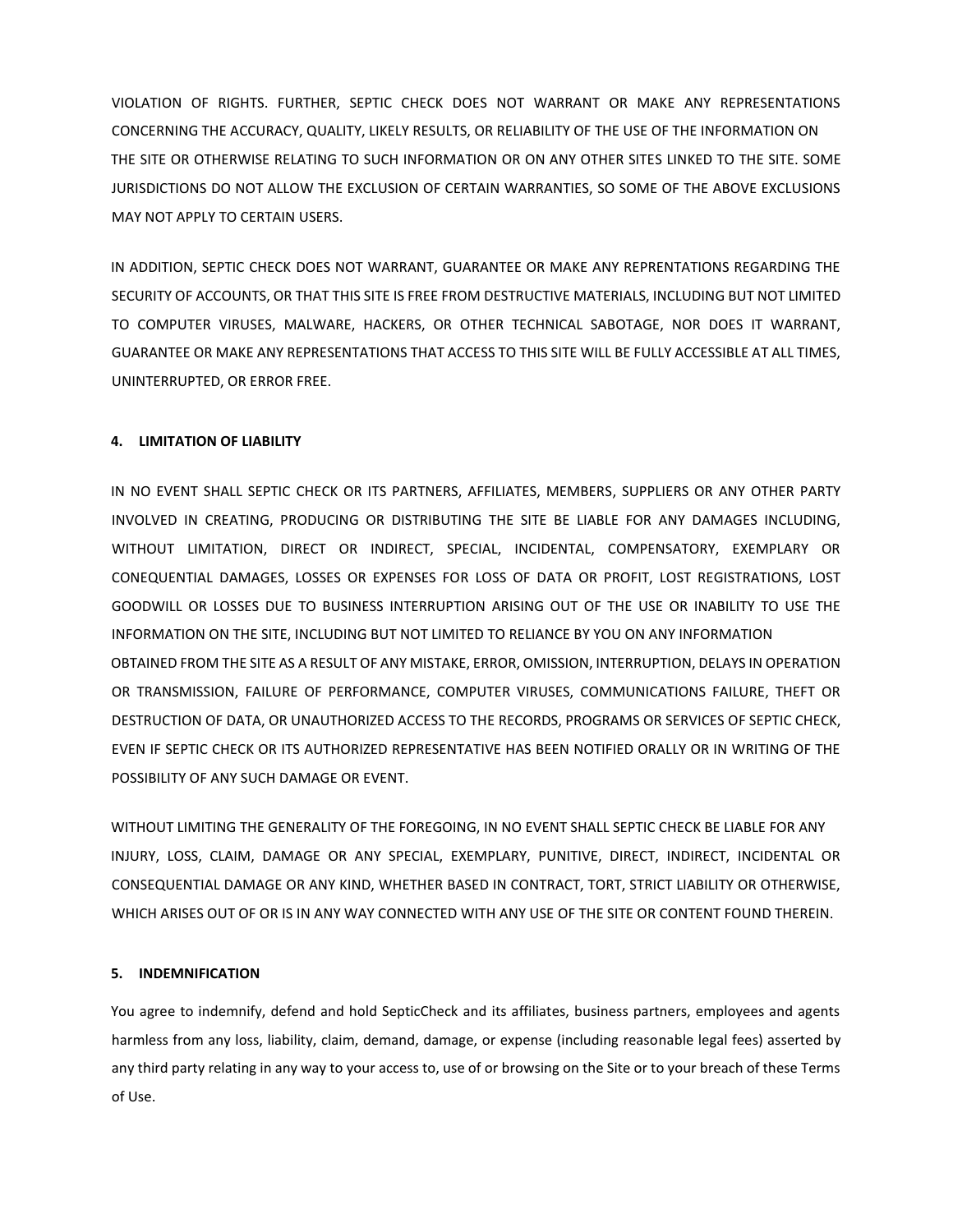VIOLATION OF RIGHTS. FURTHER, SEPTIC CHECK DOES NOT WARRANT OR MAKE ANY REPRESENTATIONS CONCERNING THE ACCURACY, QUALITY, LIKELY RESULTS, OR RELIABILITY OF THE USE OF THE INFORMATION ON THE SITE OR OTHERWISE RELATING TO SUCH INFORMATION OR ON ANY OTHER SITES LINKED TO THE SITE. SOME JURISDICTIONS DO NOT ALLOW THE EXCLUSION OF CERTAIN WARRANTIES, SO SOME OF THE ABOVE EXCLUSIONS MAY NOT APPLY TO CERTAIN USERS.

IN ADDITION, SEPTIC CHECK DOES NOT WARRANT, GUARANTEE OR MAKE ANY REPRENTATIONS REGARDING THE SECURITY OF ACCOUNTS, OR THAT THIS SITE IS FREE FROM DESTRUCTIVE MATERIALS, INCLUDING BUT NOT LIMITED TO COMPUTER VIRUSES, MALWARE, HACKERS, OR OTHER TECHNICAL SABOTAGE, NOR DOES IT WARRANT, GUARANTEE OR MAKE ANY REPRESENTATIONS THAT ACCESS TO THIS SITE WILL BE FULLY ACCESSIBLE AT ALL TIMES, UNINTERRUPTED, OR ERROR FREE.

**4. LIMITATION OF LIABILITY**

IN NO EVENT SHALL SEPTIC CHECK OR ITS PARTNERS, AFFILIATES, MEMBERS, SUPPLIERS OR ANY OTHER PARTY INVOLVED IN CREATING, PRODUCING OR DISTRIBUTING THE SITE BE LIABLE FOR ANY DAMAGES INCLUDING, WITHOUT LIMITATION, DIRECT OR INDIRECT, SPECIAL, INCIDENTAL, COMPENSATORY, EXEMPLARY OR CONEQUENTIAL DAMAGES, LOSSES OR EXPENSES FOR LOSS OF DATA OR PROFIT, LOST REGISTRATIONS, LOST GOODWILL OR LOSSES DUE TO BUSINESS INTERRUPTION ARISING OUT OF THE USE OR INABILITY TO USE THE INFORMATION ON THE SITE, INCLUDING BUT NOT LIMITED TO RELIANCE BY YOU ON ANY INFORMATION OBTAINED FROM THE SITE AS A RESULT OF ANY MISTAKE, ERROR, OMISSION, INTERRUPTION, DELAYS IN OPERATION OR TRANSMISSION, FAILURE OF PERFORMANCE, COMPUTER VIRUSES, COMMUNICATIONS FAILURE, THEFT OR DESTRUCTION OF DATA, OR UNAUTHORIZED ACCESS TO THE RECORDS, PROGRAMS OR SERVICES OF SEPTIC CHECK, EVEN IF SEPTIC CHECK OR ITS AUTHORIZED REPRESENTATIVE HAS BEEN NOTIFIED ORALLY OR IN WRITING OF THE POSSIBILITY OF ANY SUCH DAMAGE OR EVENT.

WITHOUT LIMITING THE GENERALITY OF THE FOREGOING, IN NO EVENT SHALL SEPTIC CHECK BE LIABLE FOR ANY INJURY, LOSS, CLAIM, DAMAGE OR ANY SPECIAL, EXEMPLARY, PUNITIVE, DIRECT, INDIRECT, INCIDENTAL OR CONSEQUENTIAL DAMAGE OR ANY KIND, WHETHER BASED IN CONTRACT, TORT, STRICT LIABILITY OR OTHERWISE, WHICH ARISES OUT OF OR IS IN ANY WAY CONNECTED WITH ANY USE OF THE SITE OR CONTENT FOUND THEREIN.

**5. INDEMNIFICATION**

You agree to indemnify, defend and hold SepticCheck and its affiliates, business partners, employees and agents harmless from any loss, liability, claim, demand, damage, or expense (including reasonable legal fees) asserted by any third party relating in any way to your access to, use of or browsing on the Site or to your breach of these Terms of Use.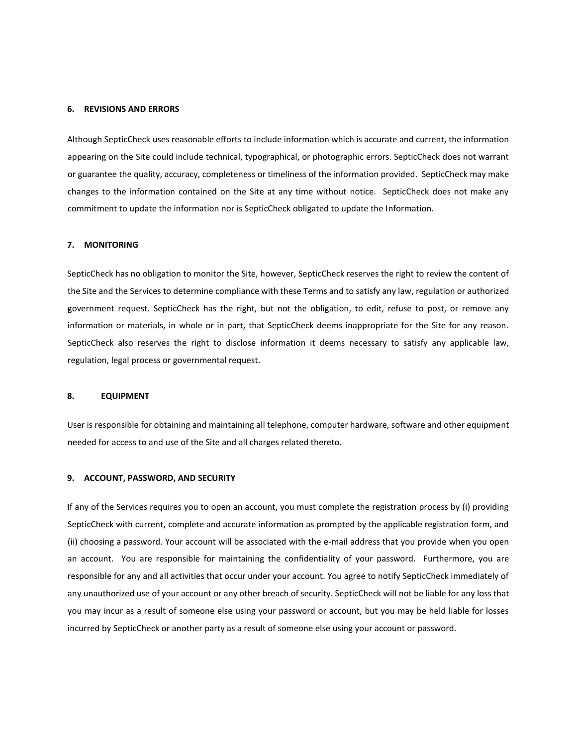### 6. REVISIONS AND ERRORS

Although SepticCheck uses reasonable efforts to include information which is accurate and current, the information appearing on the Site could include technical, typographical, or photographic errors. SepticCheck does not warrant or guarantee the quality, accuracy, completeness or timeliness of the information provided. SepticCheck may make changes to the information contained on the Site at any time without notice. SepticCheck does not make any commitment to update the information nor is SepticCheck obligated to update the Information.

### 7. MONITORING

SepticCheck has no obligation to monitor the Site, however, SepticCheck reserves the right to review the content of the Site and the Services to determine compliance with these Terms and to satisfy any law, regulation or authorized government request. SepticCheck has the right, but not the obligation, to edit, refuse to post, or remove any information or materials, in whole or in part, that SepticCheck deems inappropriate for the Site for any reason. SepticCheck also reserves the right to disclose information it deems necessary to satisfy any applicable law, regulation, legal process or governmental request.

### 8. EQUIPMENT

User is responsible for obtaining and maintaining all telephone, computer hardware, software and other equipment needed for access to and use of the Site and all charges related thereto.

### 9. ACCOUNT, PASSWORD, AND SECURITY

If any of the Services requires you to open an account, you must complete the registration process by (i) providing SepticCheck with current, complete and accurate information as prompted by the applicable registration form, and (ii) choosing a password. Your account will be associated with the e-mail address that you provide when you open an account. You are responsible for maintaining the confidentiality of your password. Furthermore, you are responsible for any and all activities that occur under your account. You agree to notify SepticCheck immediately of any unauthorized use of your account or any other breach of security. SepticCheck will not be liable for any loss that you may incur as a result of someone else using your password or account, but you may be held liable for losses incurred by SepticCheck or another party as a result of someone else using your account or password.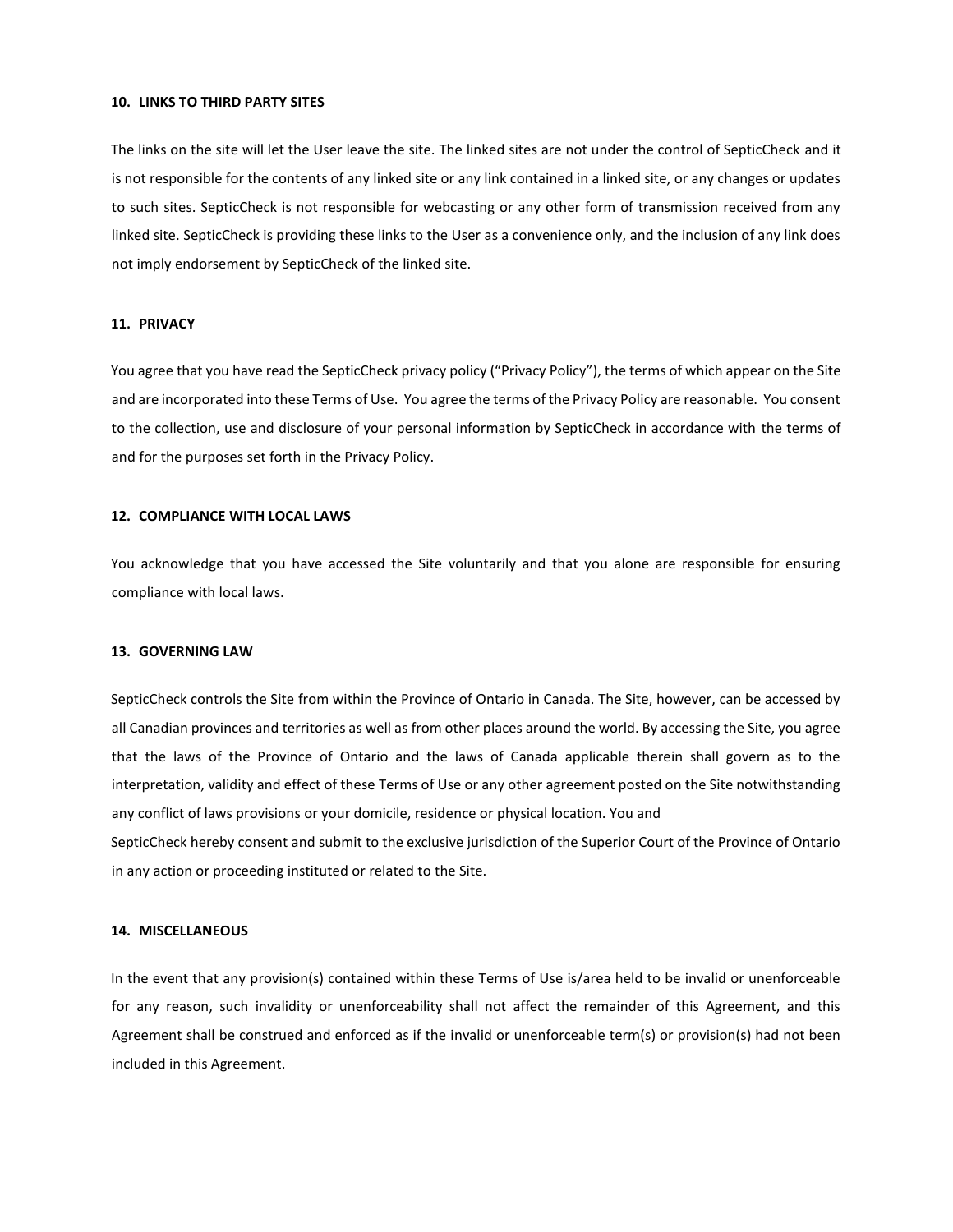**10. LINKS TO THIRD PARTY SITES**

The links on the site will let the User leave the site. The linked sites are not under the control of SepticCheck and it is not responsible for the contents of any linked site or any link contained in a linked site, or any changes or updates to such sites. SepticCheck is not responsible for webcasting or any other form of transmission received from any linked site. SepticCheck is providing these links to the User as a convenience only, and the inclusion of any link does not imply endorsement by SepticCheck of the linked site.

**11. PRIVACY**

You agree that you have read the SepticCheck privacy policy ("Privacy Policy"), the terms of which appear on the Site and are incorporated into these Terms of Use. You agree the terms of the Privacy Policy are reasonable. You consent to the collection, use and disclosure of your personal information by SepticCheck in accordance with the terms of and for the purposes set forth in the Privacy Policy.

**12. COMPLIANCE WITH LOCAL LAWS**

You acknowledge that you have accessed the Site voluntarily and that you alone are responsible for ensuring compliance with local laws.

**13. GOVERNING LAW**

SepticCheck controls the Site from within the Province of Ontario in Canada. The Site, however, can be accessed by all Canadian provinces and territories as well as from other places around the world. By accessing the Site, you agree that the laws of the Province of Ontario and the laws of Canada applicable therein shall govern as to the interpretation, validity and effect of these Terms of Use or any other agreement posted on the Site notwithstanding any conflict of laws provisions or your domicile, residence or physical location. You and SepticCheck hereby consent and submit to the exclusive jurisdiction of the Superior Court of the Province of Ontario in any action or proceeding instituted or related to the Site.

**14. MISCELLANEOUS**

In the event that any provision(s) contained within these Terms of Use is/area held to be invalid or unenforceable for any reason, such invalidity or unenforceability shall not affect the remainder of this Agreement, and this Agreement shall be construed and enforced as if the invalid or unenforceable term(s) or provision(s) had not been included in this Agreement.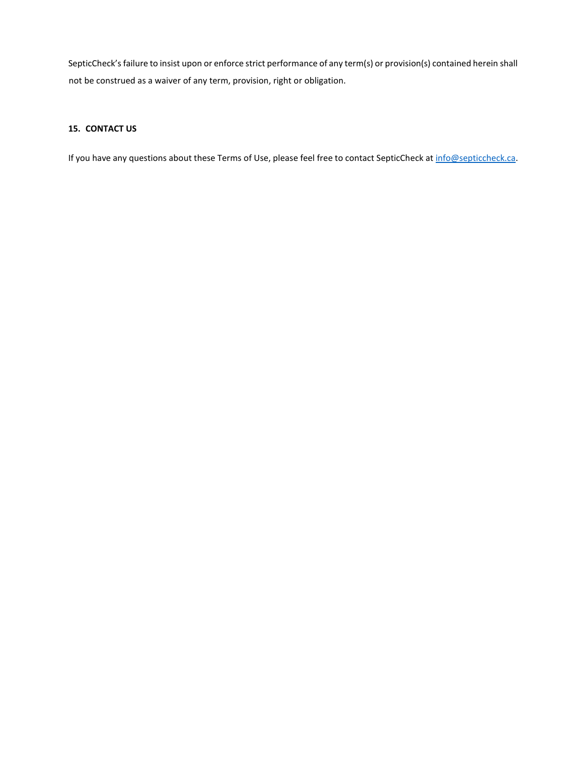SepticCheck's failure to insist upon or enforce strict performance of any term(s) or provision(s) contained herein shall not be construed as a waiver of any term, provision, right or obligation.

**15. CONTACT US**

If you have any questions about these Terms of Use, please feel free to contact SepticCheck at info@septiccheck.ca.